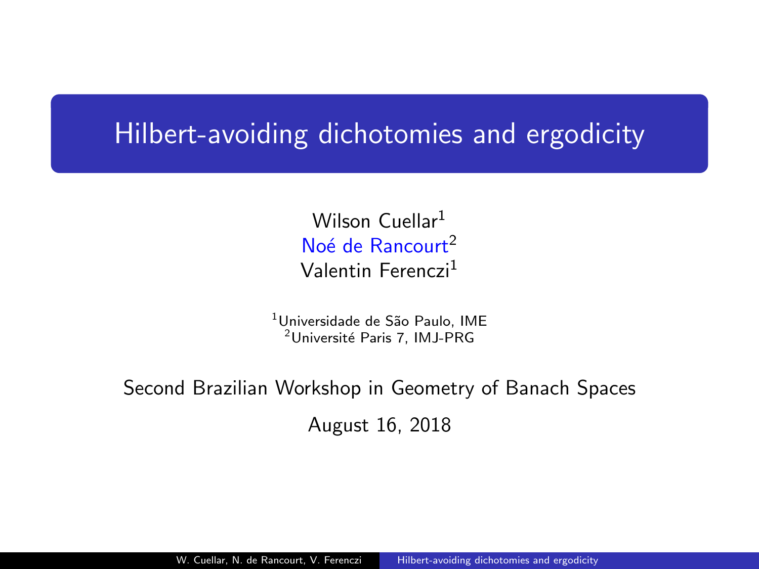# Hilbert-avoiding dichotomies and ergodicity

Wilson Cuellar[1]
Noé de Rancourt[2]
Valentin Ferenczi[1]

[1]Universidade de São Paulo, IME
[2]Université Paris 7, IMJ-PRG

Second Brazilian Workshop in Geometry of Banach Spaces

August 16, 2018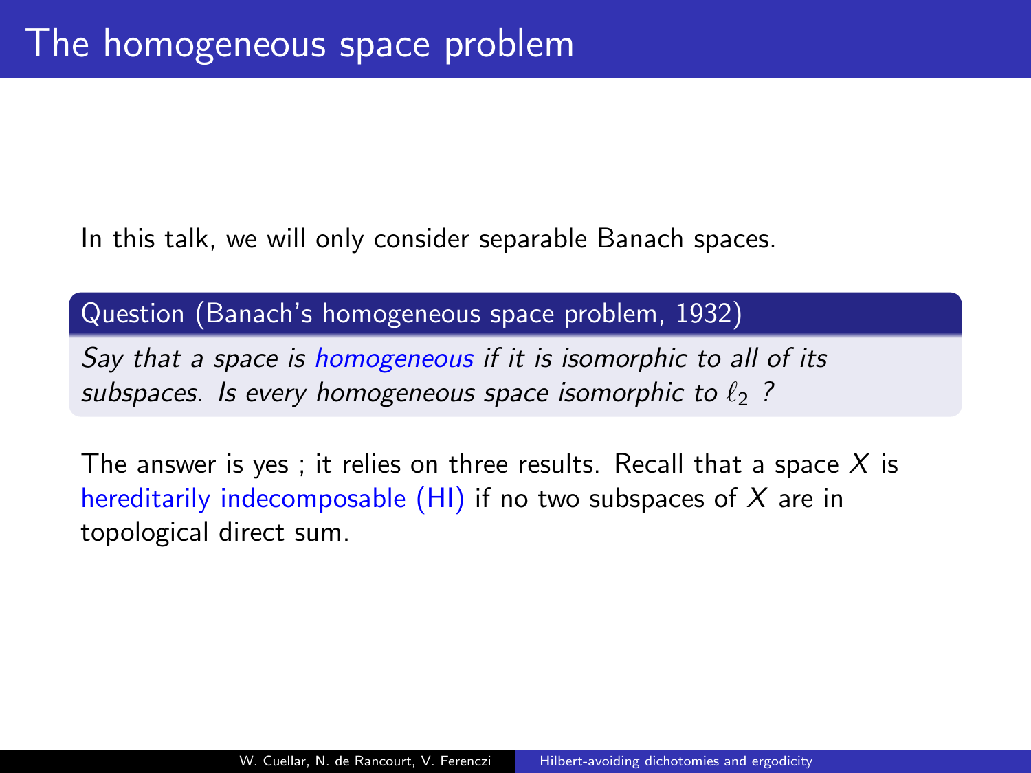# The homogeneous space problem

In this talk, we will only consider separable Banach spaces.

**Question (Banach's homogeneous space problem, 1932)**

*Say that a space is homogeneous if it is isomorphic to all of its subspaces. Is every homogeneous space isomorphic to $\ell_2$ ?*

The answer is yes ; it relies on three results. Recall that a space $X$ is hereditarily indecomposable (HI) if no two subspaces of $X$ are in topological direct sum.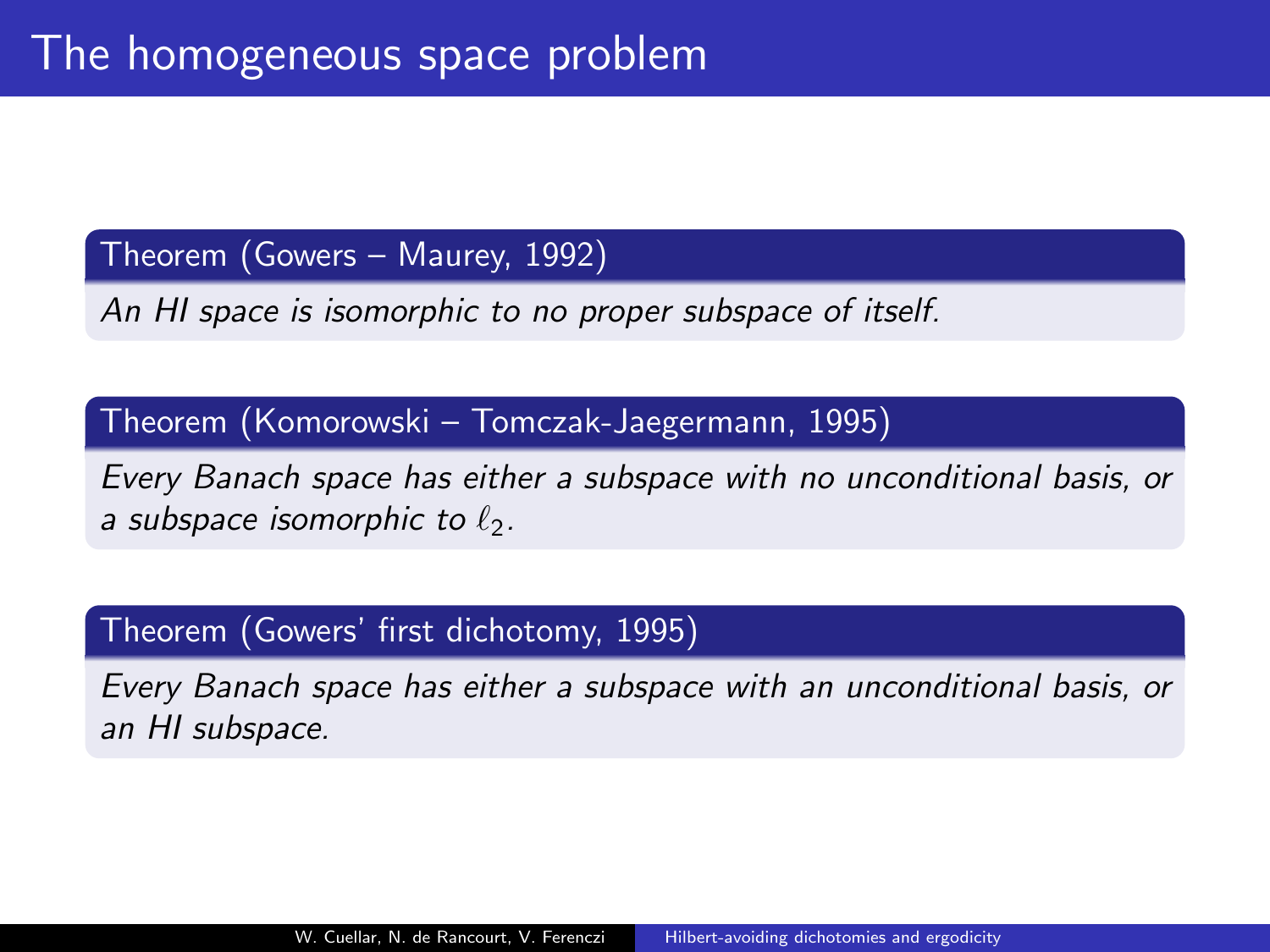# The homogeneous space problem

**Theorem (Gowers – Maurey, 1992)**

*An HI space is isomorphic to no proper subspace of itself.*

**Theorem (Komorowski – Tomczak-Jaegermann, 1995)**

*Every Banach space has either a subspace with no unconditional basis, or a subspace isomorphic to $\ell_2$.*

**Theorem (Gowers' first dichotomy, 1995)**

*Every Banach space has either a subspace with an unconditional basis, or an HI subspace.*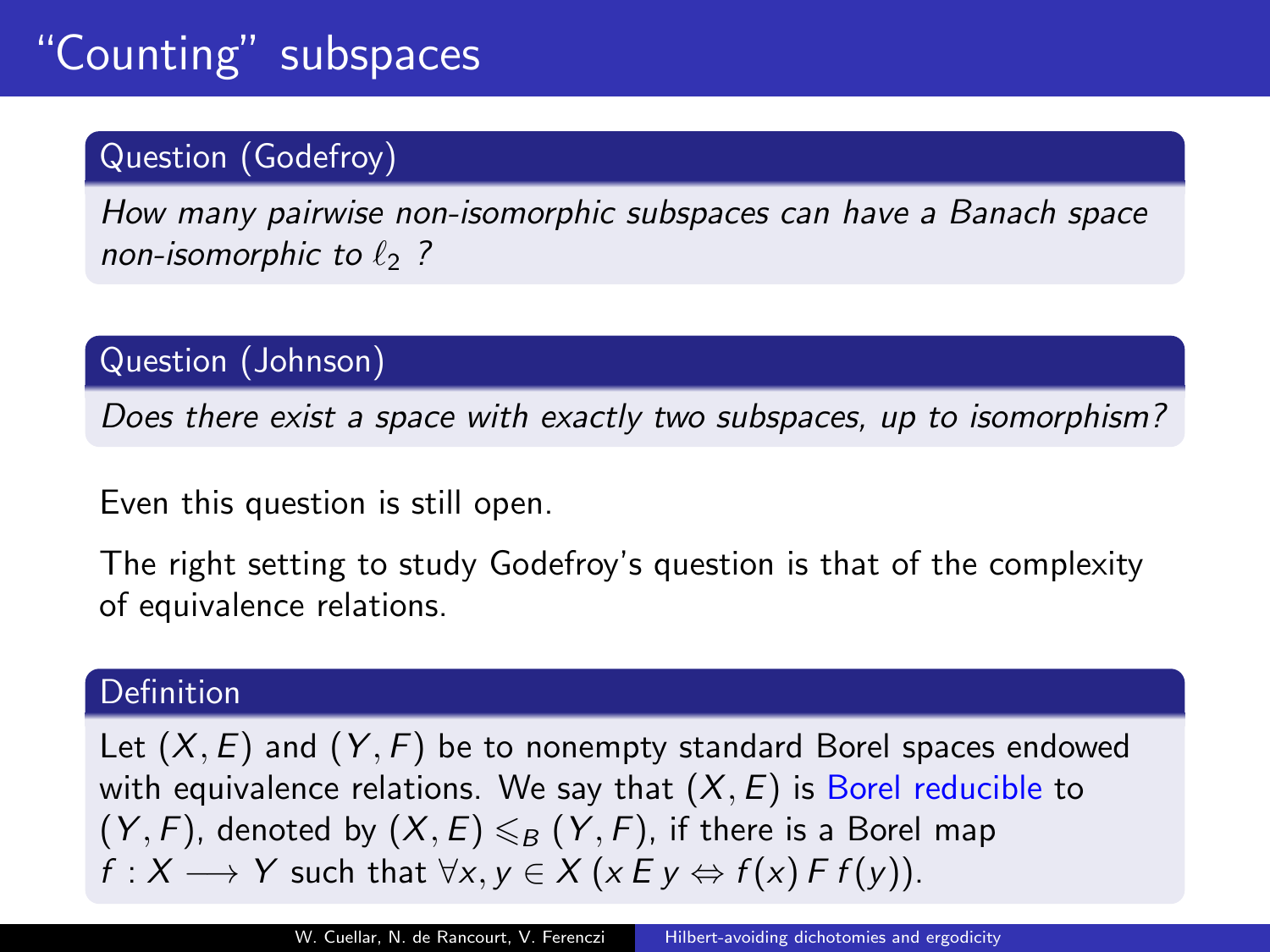# "Counting" subspaces

**Question (Godefroy)**

*How many pairwise non-isomorphic subspaces can have a Banach space non-isomorphic to $\ell_2$ ?*

**Question (Johnson)**

*Does there exist a space with exactly two subspaces, up to isomorphism?*

Even this question is still open.

The right setting to study Godefroy's question is that of the complexity of equivalence relations.

**Definition**

Let $(X, E)$ and $(Y, F)$ be to nonempty standard Borel spaces endowed with equivalence relations. We say that $(X, E)$ is Borel reducible to $(Y, F)$, denoted by $(X, E) \leqslant_B (Y, F)$, if there is a Borel map $f : X \longrightarrow Y$ such that $\forall x, y \in X \, (x \, E \, y \Leftrightarrow f(x) \, F \, f(y))$.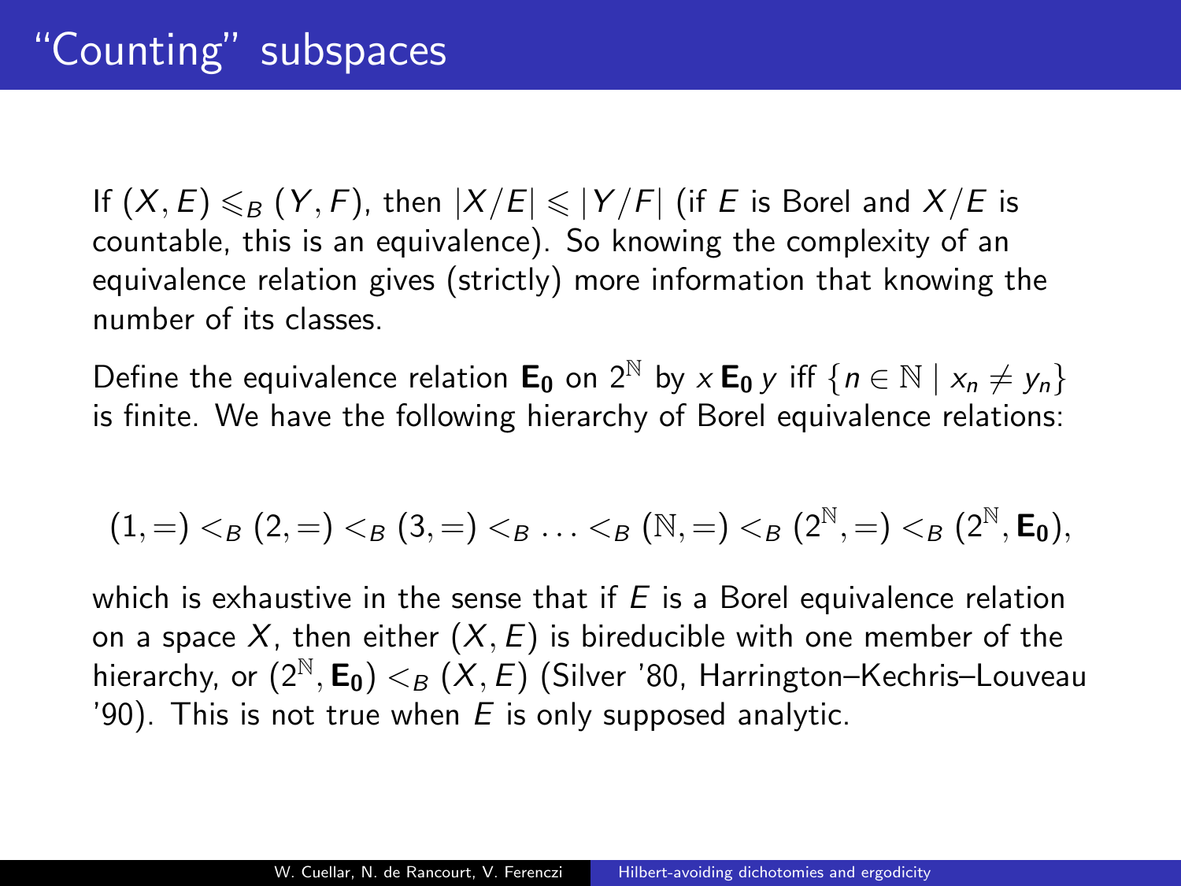# "Counting" subspaces

If $(X, E) \leqslant_B (Y, F)$, then $|X/E| \leqslant |Y/F|$ (if $E$ is Borel and $X/E$ is countable, this is an equivalence). So knowing the complexity of an equivalence relation gives (strictly) more information that knowing the number of its classes.

Define the equivalence relation $\mathbf{E_0}$ on $2^{\mathbb{N}}$ by $x \,\mathbf{E_0}\, y$ iff $\{n \in \mathbb{N} \mid x_n \neq y_n\}$ is finite. We have the following hierarchy of Borel equivalence relations:

$$(1, =) <_B (2, =) <_B (3, =) <_B \ldots <_B (\mathbb{N}, =) <_B (2^{\mathbb{N}}, =) <_B (2^{\mathbb{N}}, \mathbf{E_0}),$$

which is exhaustive in the sense that if $E$ is a Borel equivalence relation on a space $X$, then either $(X, E)$ is bireducible with one member of the hierarchy, or $(2^{\mathbb{N}}, \mathbf{E_0}) <_B (X, E)$ (Silver '80, Harrington–Kechris–Louveau '90). This is not true when $E$ is only supposed analytic.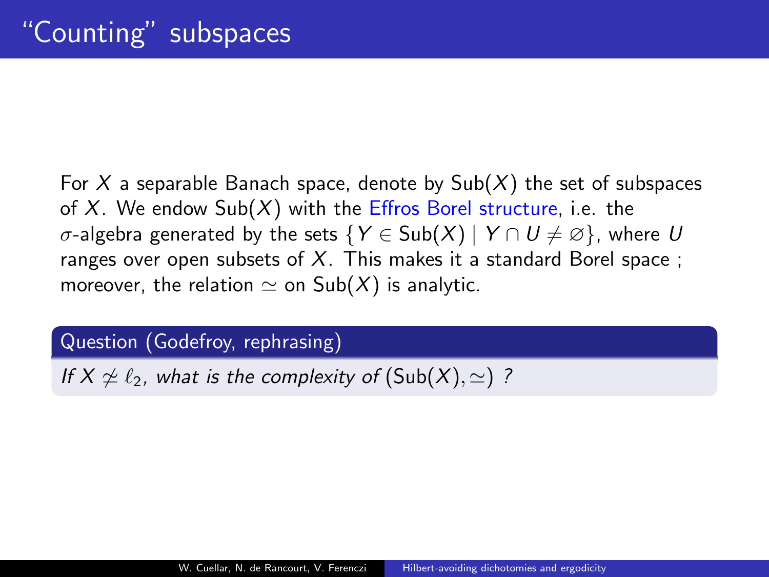# "Counting" subspaces

For $X$ a separable Banach space, denote by $\mathrm{Sub}(X)$ the set of subspaces of $X$. We endow $\mathrm{Sub}(X)$ with the Effros Borel structure, i.e. the $\sigma$-algebra generated by the sets $\{Y \in \mathrm{Sub}(X) \mid Y \cap U \neq \varnothing\}$, where $U$ ranges over open subsets of $X$. This makes it a standard Borel space ; moreover, the relation $\simeq$ on $\mathrm{Sub}(X)$ is analytic.

**Question (Godefroy, rephrasing)**

*If $X \not\simeq \ell_2$, what is the complexity of $(\mathrm{Sub}(X), \simeq)$ ?*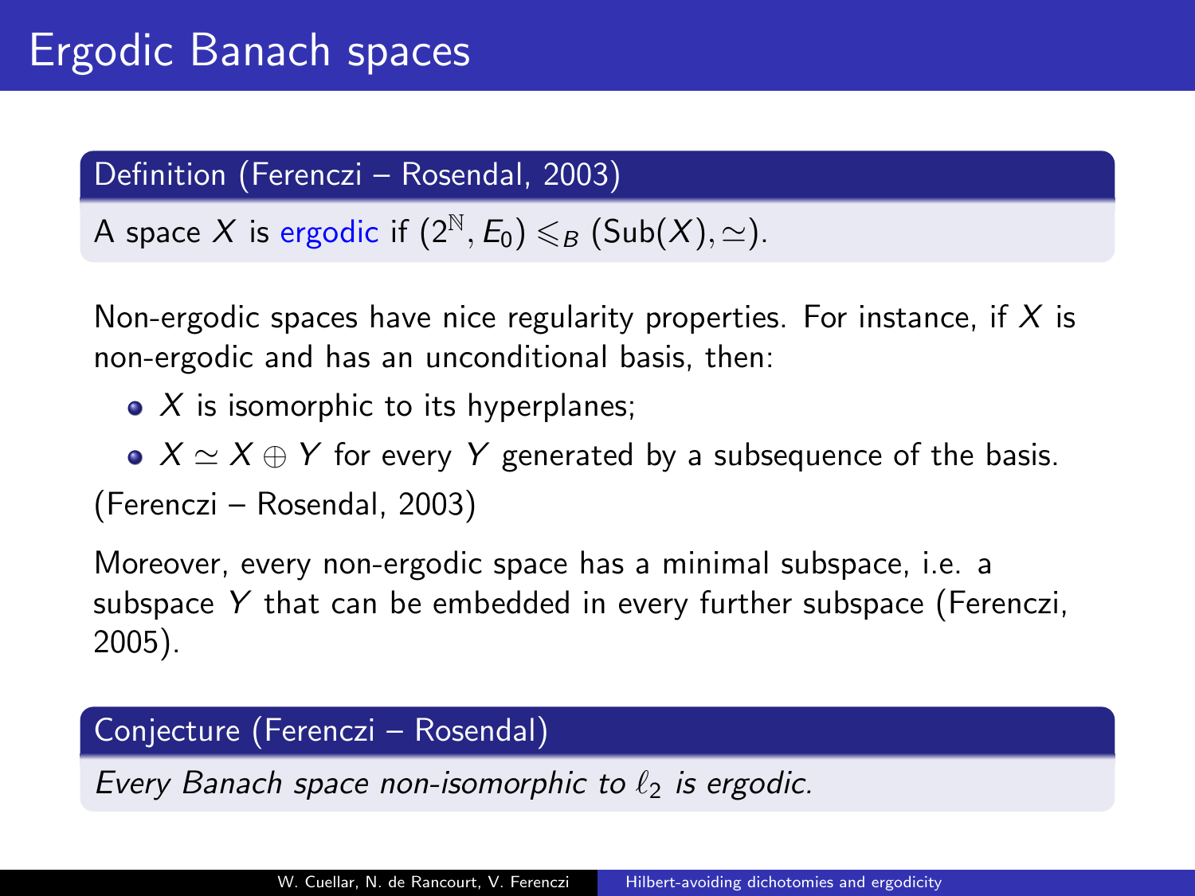# Ergodic Banach spaces

**Definition (Ferenczi – Rosendal, 2003)**

A space $X$ is ergodic if $(2^{\mathbb{N}}, E_0) \leqslant_B (\mathrm{Sub}(X), \simeq)$.

Non-ergodic spaces have nice regularity properties. For instance, if $X$ is non-ergodic and has an unconditional basis, then:

- $X$ is isomorphic to its hyperplanes;
- $X \simeq X \oplus Y$ for every $Y$ generated by a subsequence of the basis.

(Ferenczi – Rosendal, 2003)

Moreover, every non-ergodic space has a minimal subspace, i.e. a subspace $Y$ that can be embedded in every further subspace (Ferenczi, 2005).

**Conjecture (Ferenczi – Rosendal)**

*Every Banach space non-isomorphic to $\ell_2$ is ergodic.*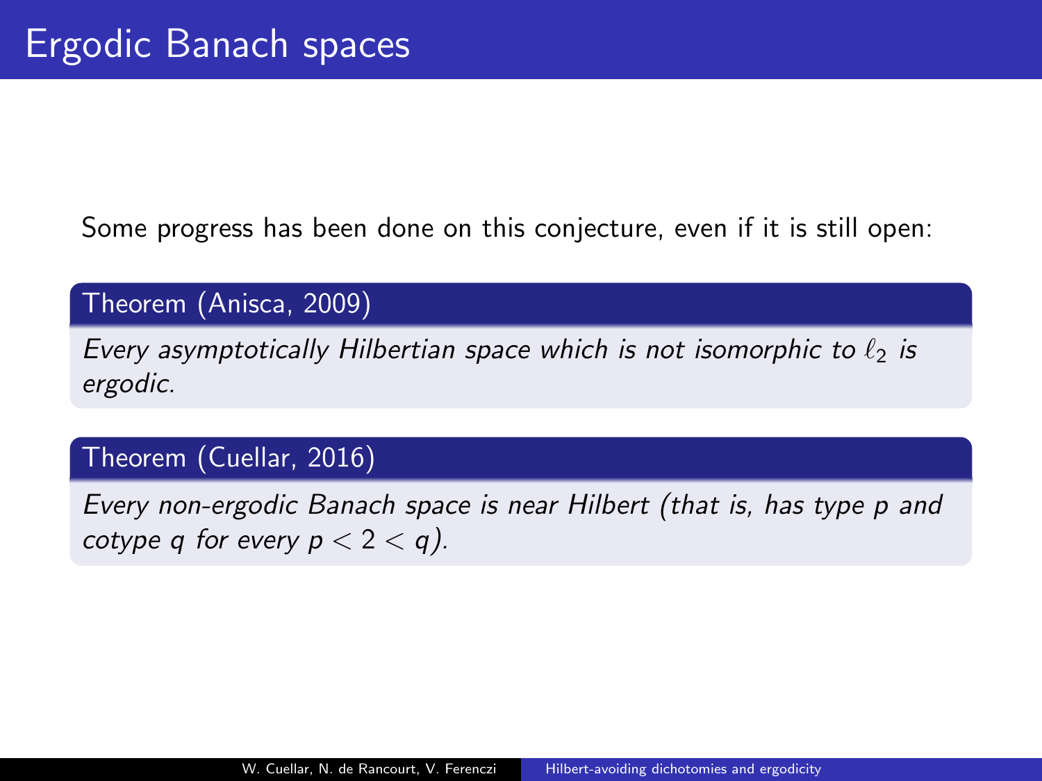# Ergodic Banach spaces

Some progress has been done on this conjecture, even if it is still open:

**Theorem (Anisca, 2009)**

*Every asymptotically Hilbertian space which is not isomorphic to $\ell_2$ is ergodic.*

**Theorem (Cuellar, 2016)**

*Every non-ergodic Banach space is near Hilbert (that is, has type $p$ and cotype $q$ for every $p < 2 < q$).*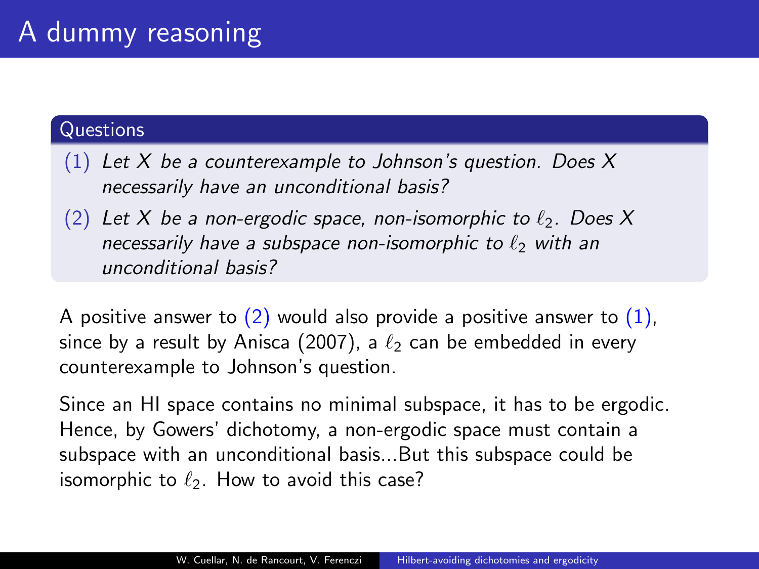# A dummy reasoning

**Questions**

(1) *Let $X$ be a counterexample to Johnson's question. Does $X$ necessarily have an unconditional basis?*

(2) *Let $X$ be a non-ergodic space, non-isomorphic to $\ell_2$. Does $X$ necessarily have a subspace non-isomorphic to $\ell_2$ with an unconditional basis?*

A positive answer to (2) would also provide a positive answer to (1), since by a result by Anisca (2007), a $\ell_2$ can be embedded in every counterexample to Johnson's question.

Since an HI space contains no minimal subspace, it has to be ergodic. Hence, by Gowers' dichotomy, a non-ergodic space must contain a subspace with an unconditional basis...But this subspace could be isomorphic to $\ell_2$. How to avoid this case?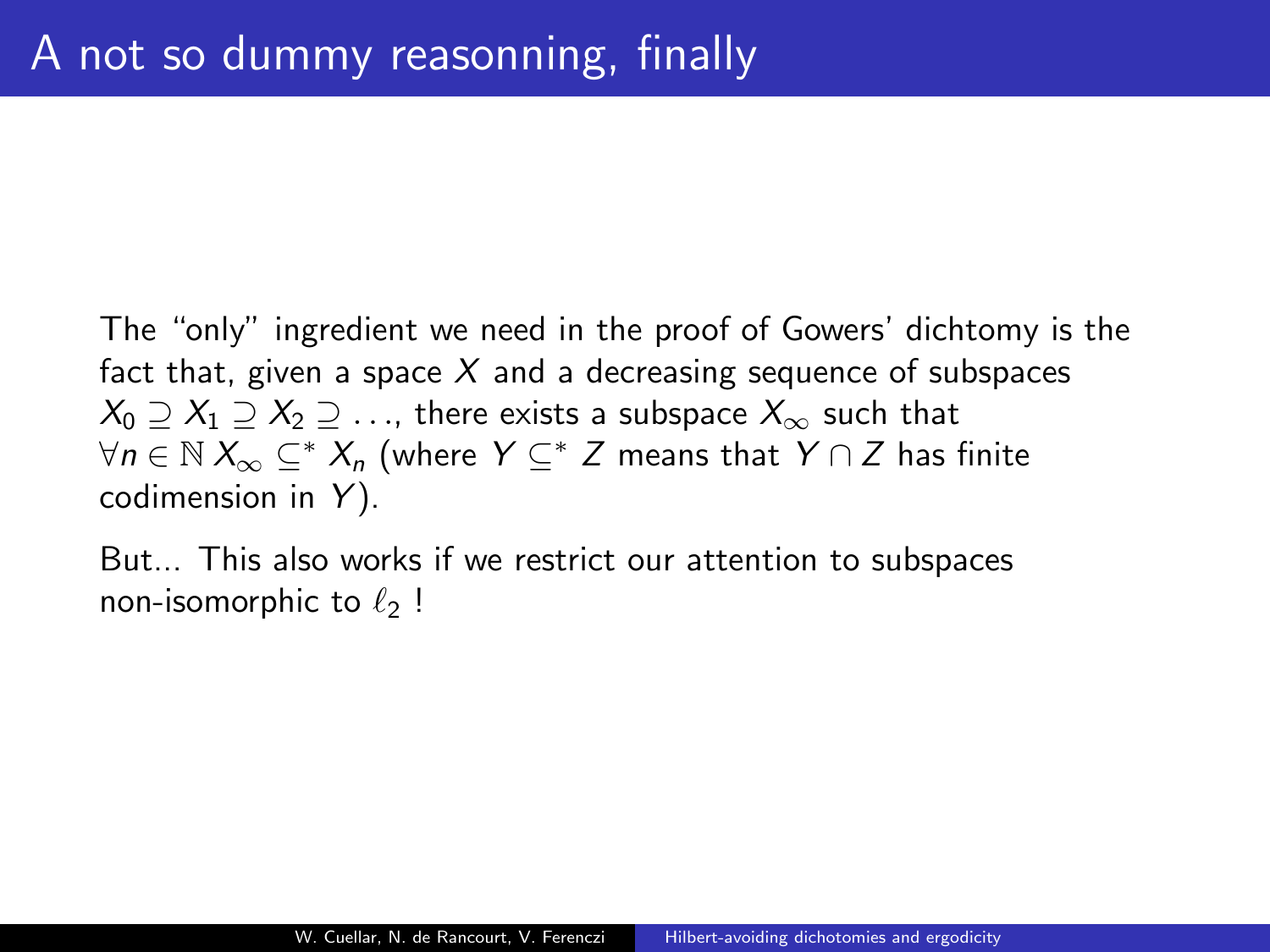# A not so dummy reasonning, finally

The "only" ingredient we need in the proof of Gowers' dichtomy is the fact that, given a space $X$ and a decreasing sequence of subspaces $X_0 \supseteq X_1 \supseteq X_2 \supseteq \ldots$, there exists a subspace $X_\infty$ such that $\forall n \in \mathbb{N}\, X_\infty \subseteq^* X_n$ (where $Y \subseteq^* Z$ means that $Y \cap Z$ has finite codimension in $Y$).

But... This also works if we restrict our attention to subspaces non-isomorphic to $\ell_2$ !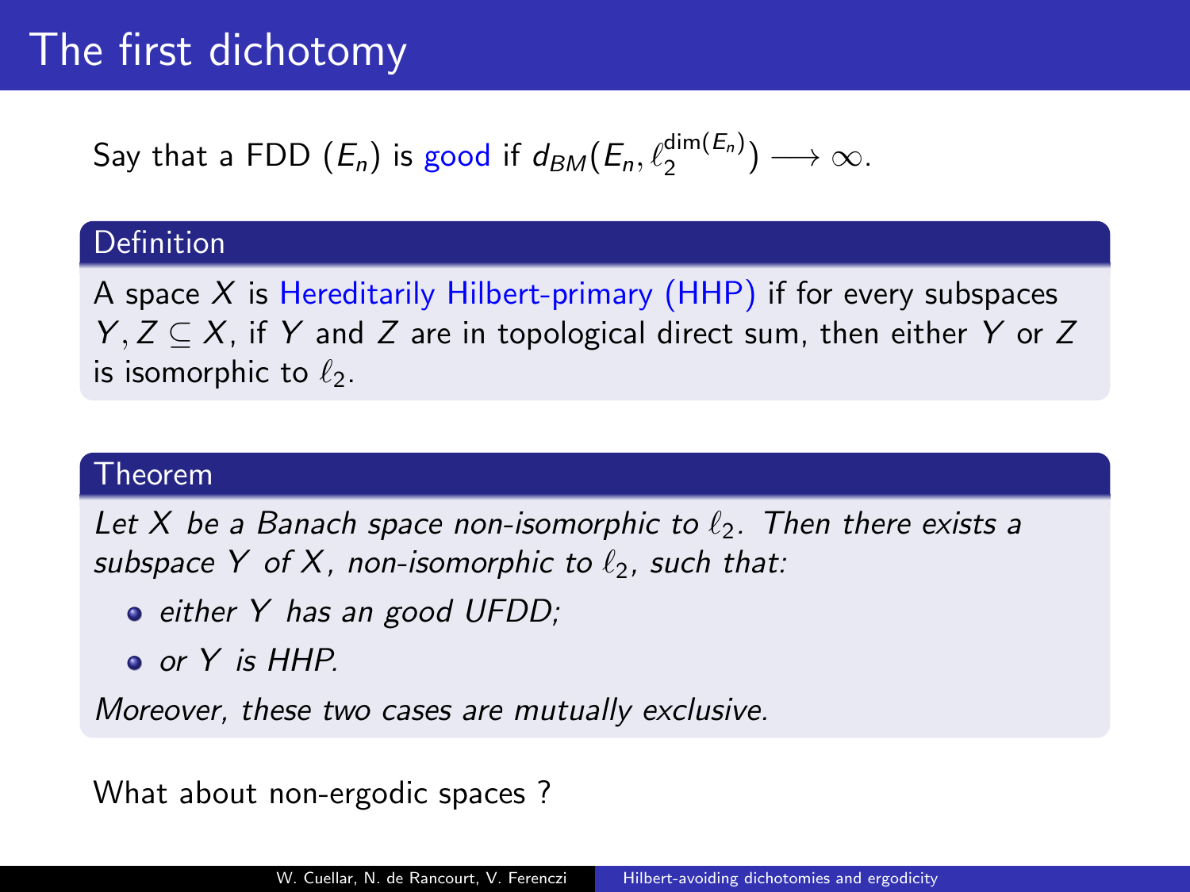# The first dichotomy

Say that a FDD $(E_n)$ is good if $d_{BM}(E_n, \ell_2^{\dim(E_n)}) \longrightarrow \infty$.

**Definition**

A space $X$ is Hereditarily Hilbert-primary (HHP) if for every subspaces $Y, Z \subseteq X$, if $Y$ and $Z$ are in topological direct sum, then either $Y$ or $Z$ is isomorphic to $\ell_2$.

**Theorem**

*Let $X$ be a Banach space non-isomorphic to $\ell_2$. Then there exists a subspace $Y$ of $X$, non-isomorphic to $\ell_2$, such that:*

- *either $Y$ has an good UFDD;*
- *or $Y$ is HHP.*

*Moreover, these two cases are mutually exclusive.*

What about non-ergodic spaces ?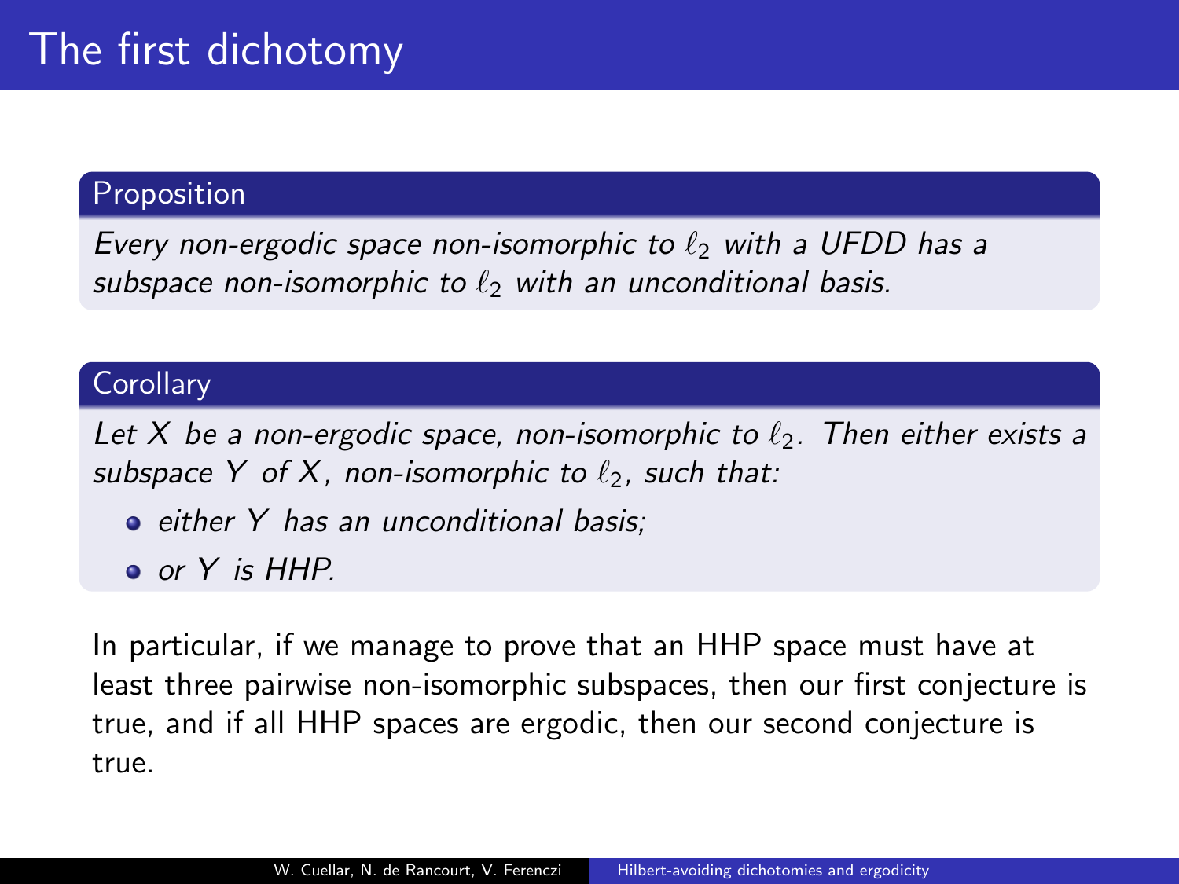# The first dichotomy

**Proposition**

*Every non-ergodic space non-isomorphic to $\ell_2$ with a UFDD has a subspace non-isomorphic to $\ell_2$ with an unconditional basis.*

**Corollary**

*Let $X$ be a non-ergodic space, non-isomorphic to $\ell_2$. Then either exists a subspace $Y$ of $X$, non-isomorphic to $\ell_2$, such that:*

- *either $Y$ has an unconditional basis;*
- *or $Y$ is HHP.*

In particular, if we manage to prove that an HHP space must have at least three pairwise non-isomorphic subspaces, then our first conjecture is true, and if all HHP spaces are ergodic, then our second conjecture is true.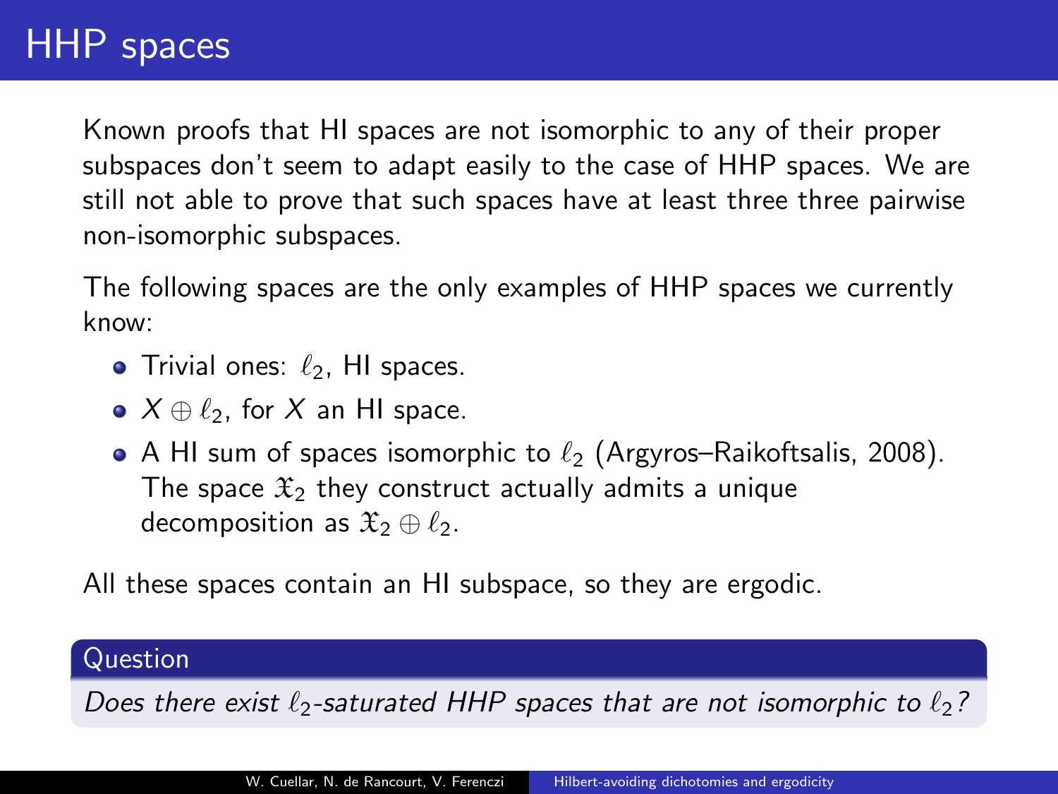# HHP spaces

Known proofs that HI spaces are not isomorphic to any of their proper subspaces don't seem to adapt easily to the case of HHP spaces. We are still not able to prove that such spaces have at least three three pairwise non-isomorphic subspaces.

The following spaces are the only examples of HHP spaces we currently know:

- Trivial ones: $\ell_2$, HI spaces.
- $X \oplus \ell_2$, for $X$ an HI space.
- A HI sum of spaces isomorphic to $\ell_2$ (Argyros–Raikoftsalis, 2008). The space $\mathfrak{X}_2$ they construct actually admits a unique decomposition as $\mathfrak{X}_2 \oplus \ell_2$.

All these spaces contain an HI subspace, so they are ergodic.

**Question**

*Does there exist $\ell_2$-saturated HHP spaces that are not isomorphic to $\ell_2$?*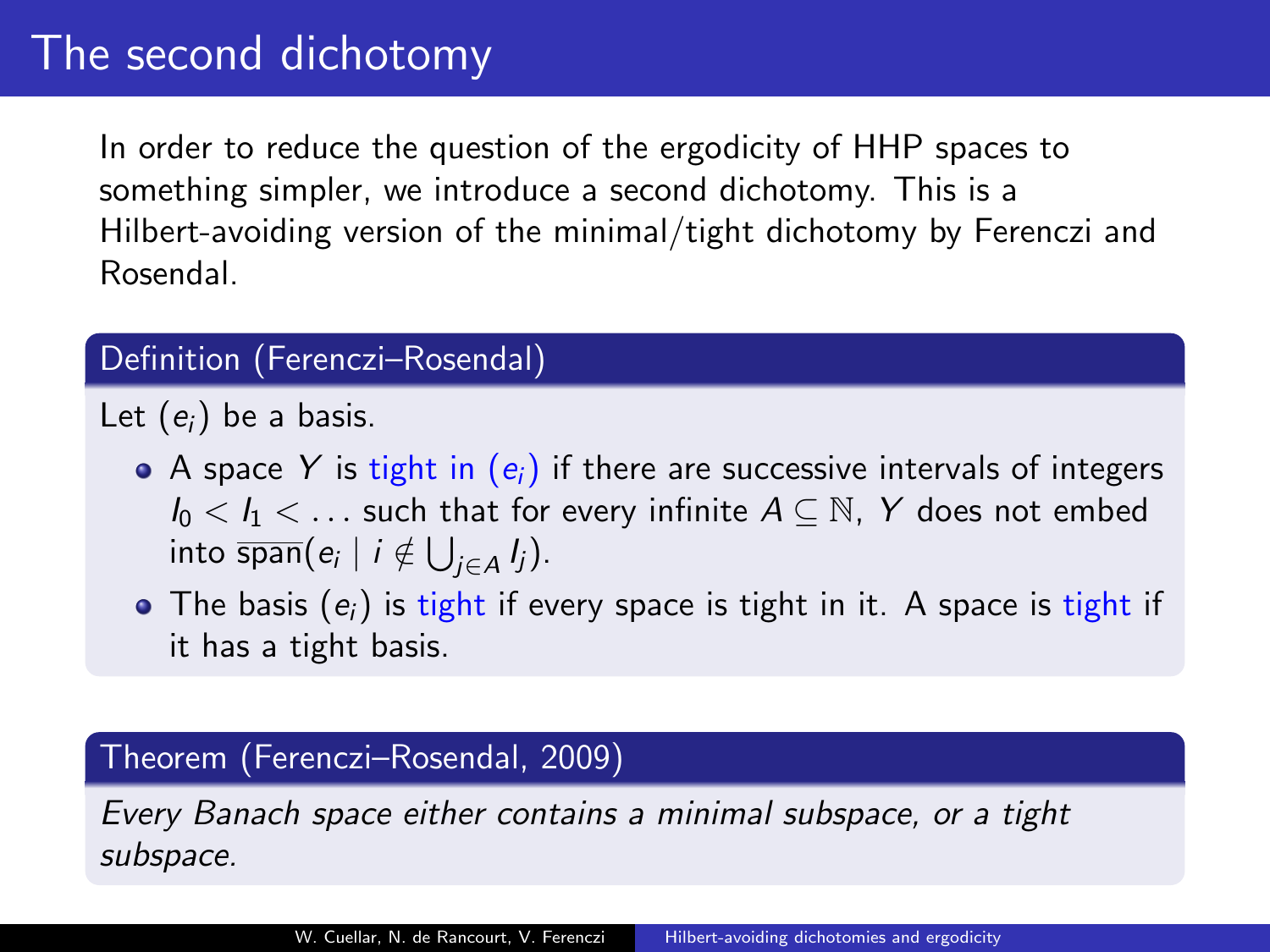# The second dichotomy

In order to reduce the question of the ergodicity of HHP spaces to something simpler, we introduce a second dichotomy. This is a Hilbert-avoiding version of the minimal/tight dichotomy by Ferenczi and Rosendal.

**Definition (Ferenczi–Rosendal)**

Let $(e_i)$ be a basis.

- A space $Y$ is tight in $(e_i)$ if there are successive intervals of integers $I_0 < I_1 < \ldots$ such that for every infinite $A \subseteq \mathbb{N}$, $Y$ does not embed into $\overline{\operatorname{span}}(e_i \mid i \notin \bigcup_{j \in A} I_j)$.
- The basis $(e_i)$ is tight if every space is tight in it. A space is tight if it has a tight basis.

**Theorem (Ferenczi–Rosendal, 2009)**

*Every Banach space either contains a minimal subspace, or a tight subspace.*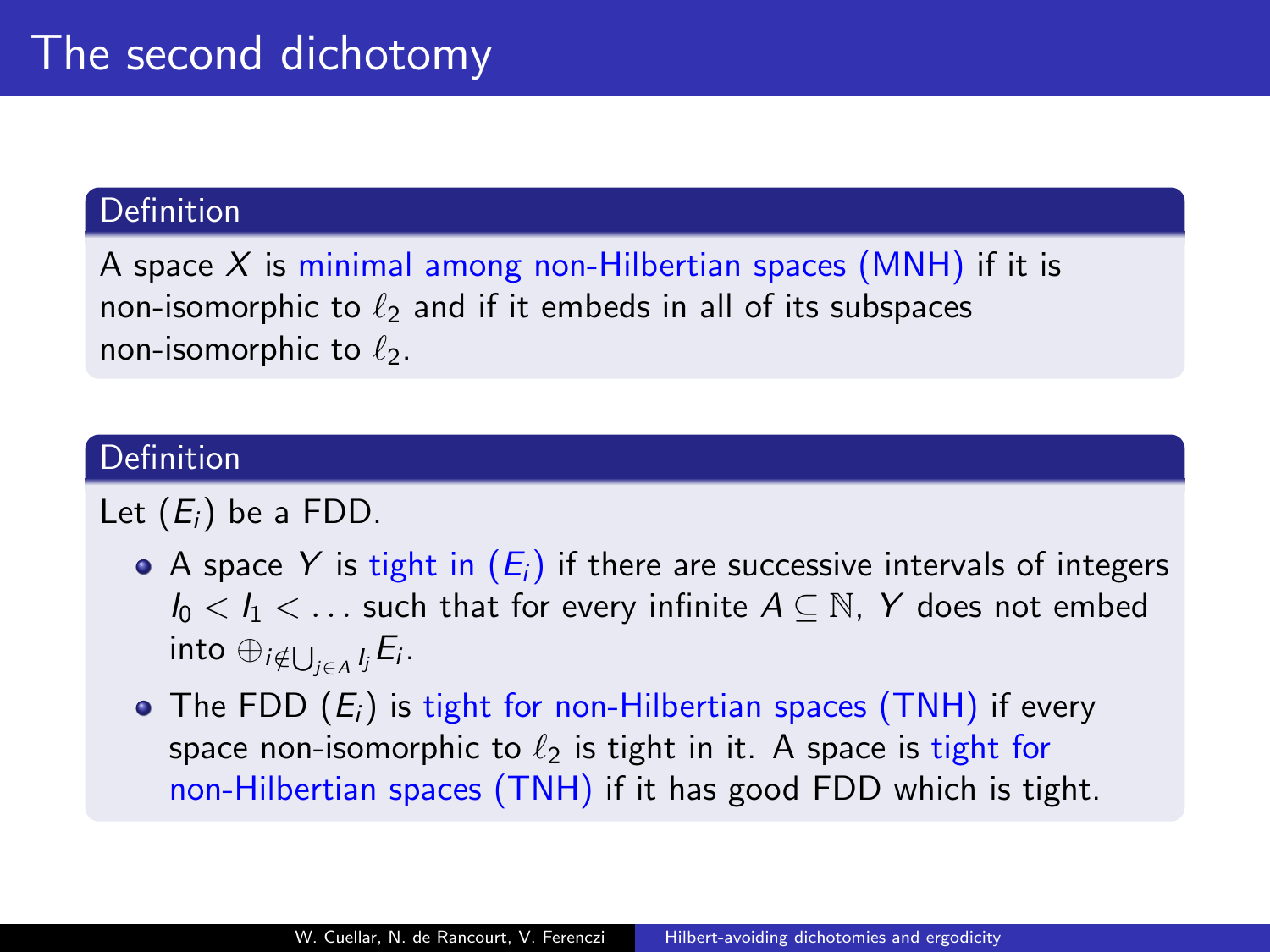# The second dichotomy

**Definition**

A space $X$ is minimal among non-Hilbertian spaces (MNH) if it is non-isomorphic to $\ell_2$ and if it embeds in all of its subspaces non-isomorphic to $\ell_2$.

**Definition**

Let $(E_i)$ be a FDD.

- A space $Y$ is tight in $(E_i)$ if there are successive intervals of integers $I_0 < I_1 < \dots$ such that for every infinite $A \subseteq \mathbb{N}$, $Y$ does not embed into $\overline{\oplus_{i \notin \bigcup_{j \in A} I_j} E_i}$.
- The FDD $(E_i)$ is tight for non-Hilbertian spaces (TNH) if every space non-isomorphic to $\ell_2$ is tight in it. A space is tight for non-Hilbertian spaces (TNH) if it has good FDD which is tight.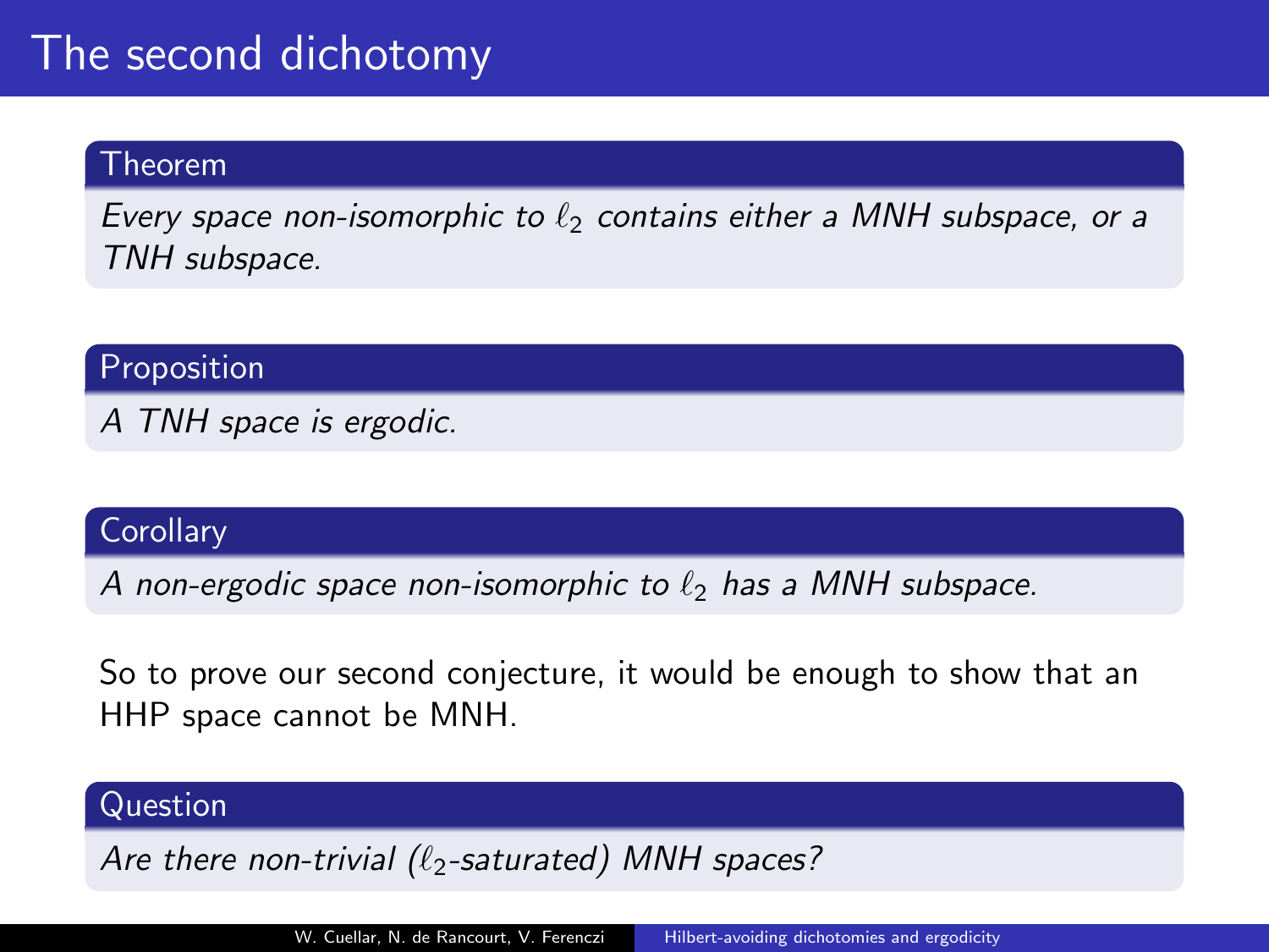# The second dichotomy

**Theorem**

*Every space non-isomorphic to $\ell_2$ contains either a MNH subspace, or a TNH subspace.*

**Proposition**

*A TNH space is ergodic.*

**Corollary**

*A non-ergodic space non-isomorphic to $\ell_2$ has a MNH subspace.*

So to prove our second conjecture, it would be enough to show that an HHP space cannot be MNH.

**Question**

*Are there non-trivial ($\ell_2$-saturated) MNH spaces?*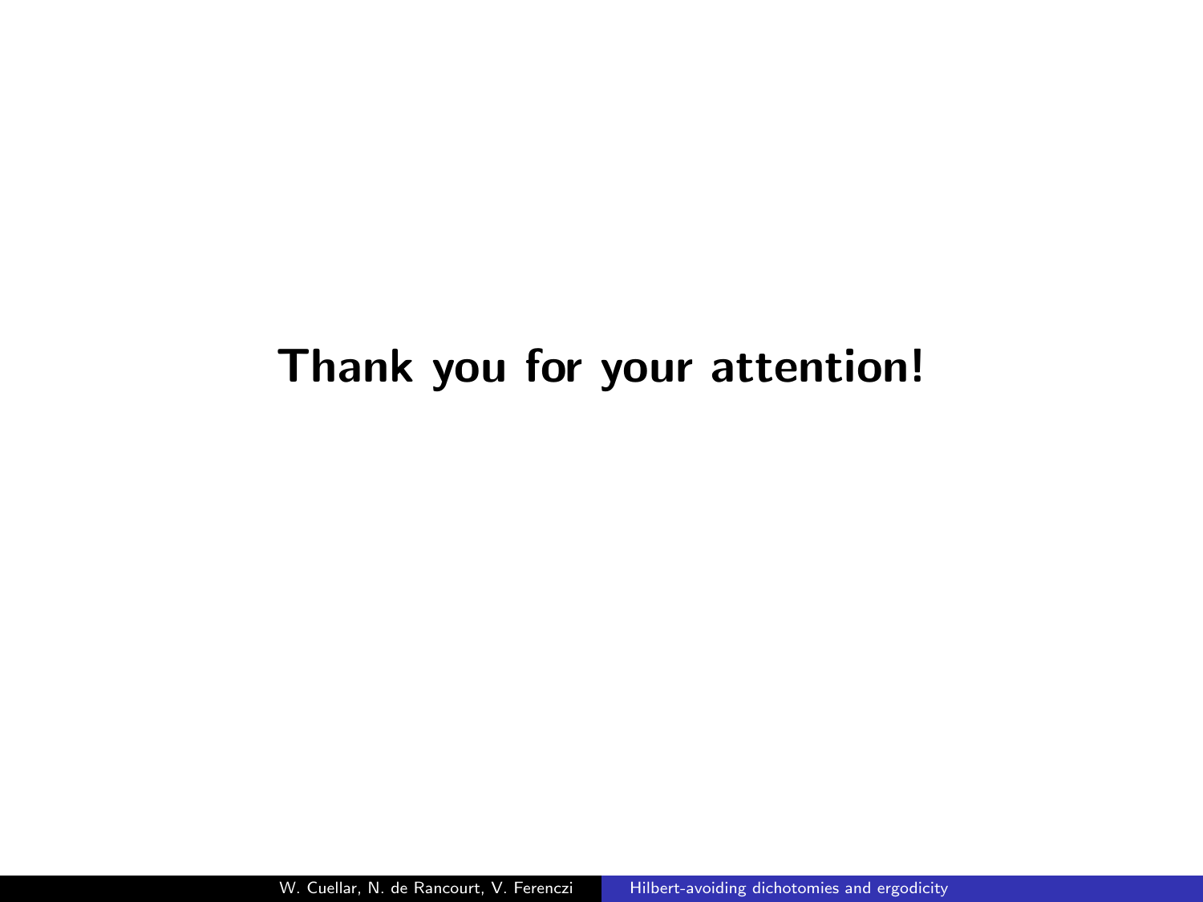**Thank you for your attention!**